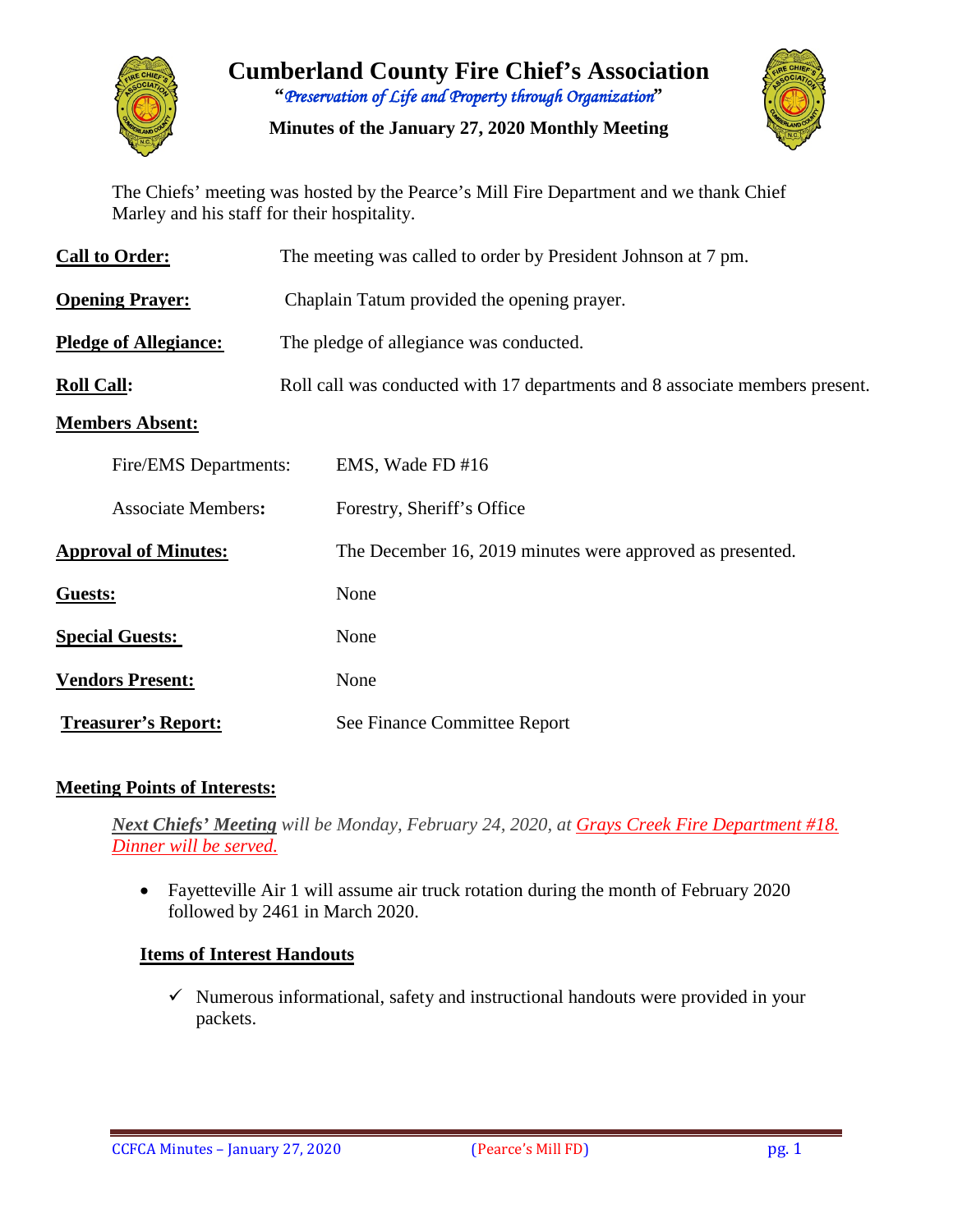# Cumberland County Fire Chief's Association

*"Preservation of Life and Property through Organization"*

**Minutes of the January 27, 2020 Monthly Meeting**

The Chiefs' meeting was hosted by the Pearce's Mill Fire Department and we thank Chief Marley and his staff for their hospitality.

**Call to Order:** The meeting was called to order by President Johnson at 7 pm.

**Opening Prayer:** Chaplain Tatum provided the opening prayer.

**Pledge of Allegiance:** The pledge of allegiance was conducted.

**Roll Call:** Roll call was conducted with 17 departments and 8 associate members present.

**Members Absent:**

Fire/EMS Departments: EMS, Wade FD #16

Associate Members: Forestry, Sheriff's Office

**Approval of Minutes:** The December 16, 2019 minutes were approved as presented.

**Guests:** None

**Special Guests:** None

**Vendors Present:** None

**Treasurer's Report:** See Finance Committee Report

**Meeting Points of Interests:**

***Next Chiefs' Meeting*** *will be Monday, February 24, 2020, at Grays Creek Fire Department #18. Dinner will be served.*

- Fayetteville Air 1 will assume air truck rotation during the month of February 2020 followed by 2461 in March 2020.

**Items of Interest Handouts**

- ✓ Numerous informational, safety and instructional handouts were provided in your packets.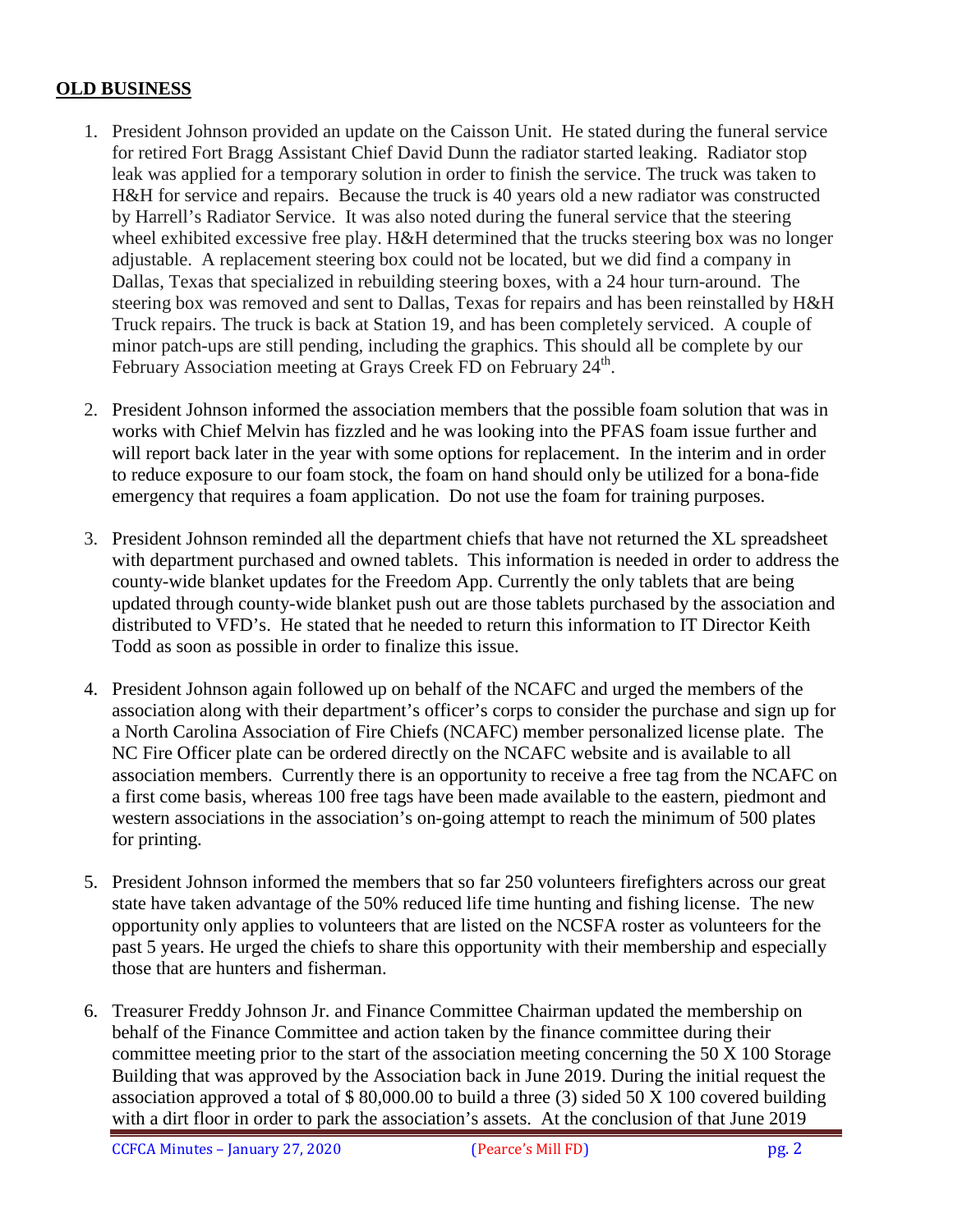## OLD BUSINESS

1. President Johnson provided an update on the Caisson Unit. He stated during the funeral service for retired Fort Bragg Assistant Chief David Dunn the radiator started leaking. Radiator stop leak was applied for a temporary solution in order to finish the service. The truck was taken to H&H for service and repairs. Because the truck is 40 years old a new radiator was constructed by Harrell's Radiator Service. It was also noted during the funeral service that the steering wheel exhibited excessive free play. H&H determined that the trucks steering box was no longer adjustable. A replacement steering box could not be located, but we did find a company in Dallas, Texas that specialized in rebuilding steering boxes, with a 24 hour turn-around. The steering box was removed and sent to Dallas, Texas for repairs and has been reinstalled by H&H Truck repairs. The truck is back at Station 19, and has been completely serviced. A couple of minor patch-ups are still pending, including the graphics. This should all be complete by our February Association meeting at Grays Creek FD on February 24th.

2. President Johnson informed the association members that the possible foam solution that was in works with Chief Melvin has fizzled and he was looking into the PFAS foam issue further and will report back later in the year with some options for replacement. In the interim and in order to reduce exposure to our foam stock, the foam on hand should only be utilized for a bona-fide emergency that requires a foam application. Do not use the foam for training purposes.

3. President Johnson reminded all the department chiefs that have not returned the XL spreadsheet with department purchased and owned tablets. This information is needed in order to address the county-wide blanket updates for the Freedom App. Currently the only tablets that are being updated through county-wide blanket push out are those tablets purchased by the association and distributed to VFD's. He stated that he needed to return this information to IT Director Keith Todd as soon as possible in order to finalize this issue.

4. President Johnson again followed up on behalf of the NCAFC and urged the members of the association along with their department's officer's corps to consider the purchase and sign up for a North Carolina Association of Fire Chiefs (NCAFC) member personalized license plate. The NC Fire Officer plate can be ordered directly on the NCAFC website and is available to all association members. Currently there is an opportunity to receive a free tag from the NCAFC on a first come basis, whereas 100 free tags have been made available to the eastern, piedmont and western associations in the association's on-going attempt to reach the minimum of 500 plates for printing.

5. President Johnson informed the members that so far 250 volunteers firefighters across our great state have taken advantage of the 50% reduced life time hunting and fishing license. The new opportunity only applies to volunteers that are listed on the NCSFA roster as volunteers for the past 5 years. He urged the chiefs to share this opportunity with their membership and especially those that are hunters and fisherman.

6. Treasurer Freddy Johnson Jr. and Finance Committee Chairman updated the membership on behalf of the Finance Committee and action taken by the finance committee during their committee meeting prior to the start of the association meeting concerning the 50 X 100 Storage Building that was approved by the Association back in June 2019. During the initial request the association approved a total of $ 80,000.00 to build a three (3) sided 50 X 100 covered building with a dirt floor in order to park the association's assets. At the conclusion of that June 2019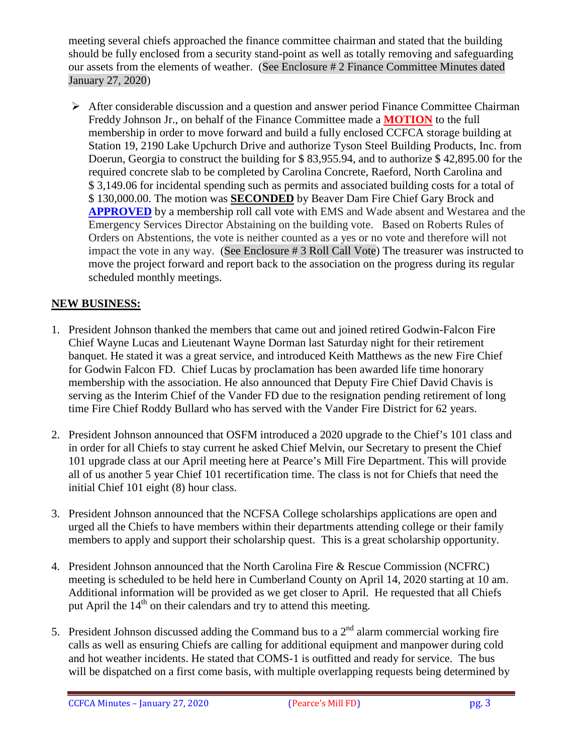meeting several chiefs approached the finance committee chairman and stated that the building should be fully enclosed from a security stand-point as well as totally removing and safeguarding our assets from the elements of weather. (See Enclosure # 2 Finance Committee Minutes dated January 27, 2020)

- After considerable discussion and a question and answer period Finance Committee Chairman Freddy Johnson Jr., on behalf of the Finance Committee made a **MOTION** to the full membership in order to move forward and build a fully enclosed CCFCA storage building at Station 19, 2190 Lake Upchurch Drive and authorize Tyson Steel Building Products, Inc. from Doerun, Georgia to construct the building for $ 83,955.94, and to authorize $ 42,895.00 for the required concrete slab to be completed by Carolina Concrete, Raeford, North Carolina and $ 3,149.06 for incidental spending such as permits and associated building costs for a total of $ 130,000.00. The motion was **SECONDED** by Beaver Dam Fire Chief Gary Brock and **APPROVED** by a membership roll call vote with EMS and Wade absent and Westarea and the Emergency Services Director Abstaining on the building vote. Based on Roberts Rules of Orders on Abstentions, the vote is neither counted as a yes or no vote and therefore will not impact the vote in any way. (See Enclosure # 3 Roll Call Vote) The treasurer was instructed to move the project forward and report back to the association on the progress during its regular scheduled monthly meetings.

**NEW BUSINESS:**

1. President Johnson thanked the members that came out and joined retired Godwin-Falcon Fire Chief Wayne Lucas and Lieutenant Wayne Dorman last Saturday night for their retirement banquet. He stated it was a great service, and introduced Keith Matthews as the new Fire Chief for Godwin Falcon FD. Chief Lucas by proclamation has been awarded life time honorary membership with the association. He also announced that Deputy Fire Chief David Chavis is serving as the Interim Chief of the Vander FD due to the resignation pending retirement of long time Fire Chief Roddy Bullard who has served with the Vander Fire District for 62 years.

2. President Johnson announced that OSFM introduced a 2020 upgrade to the Chief's 101 class and in order for all Chiefs to stay current he asked Chief Melvin, our Secretary to present the Chief 101 upgrade class at our April meeting here at Pearce's Mill Fire Department. This will provide all of us another 5 year Chief 101 recertification time. The class is not for Chiefs that need the initial Chief 101 eight (8) hour class.

3. President Johnson announced that the NCFSA College scholarships applications are open and urged all the Chiefs to have members within their departments attending college or their family members to apply and support their scholarship quest. This is a great scholarship opportunity.

4. President Johnson announced that the North Carolina Fire & Rescue Commission (NCFRC) meeting is scheduled to be held here in Cumberland County on April 14, 2020 starting at 10 am. Additional information will be provided as we get closer to April. He requested that all Chiefs put April the 14th on their calendars and try to attend this meeting.

5. President Johnson discussed adding the Command bus to a 2nd alarm commercial working fire calls as well as ensuring Chiefs are calling for additional equipment and manpower during cold and hot weather incidents. He stated that COMS-1 is outfitted and ready for service. The bus will be dispatched on a first come basis, with multiple overlapping requests being determined by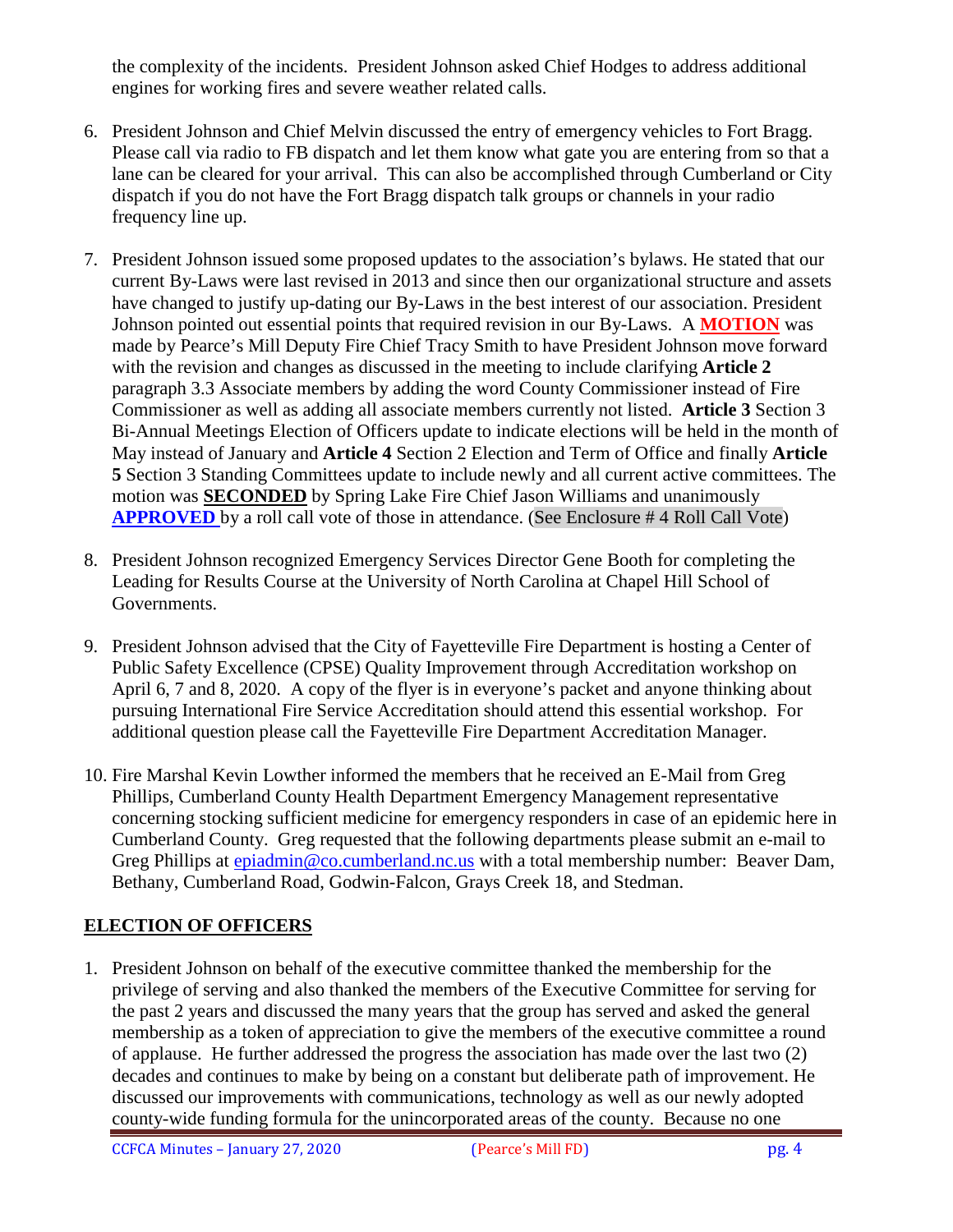the complexity of the incidents. President Johnson asked Chief Hodges to address additional engines for working fires and severe weather related calls.

6. President Johnson and Chief Melvin discussed the entry of emergency vehicles to Fort Bragg. Please call via radio to FB dispatch and let them know what gate you are entering from so that a lane can be cleared for your arrival. This can also be accomplished through Cumberland or City dispatch if you do not have the Fort Bragg dispatch talk groups or channels in your radio frequency line up.

7. President Johnson issued some proposed updates to the association's bylaws. He stated that our current By-Laws were last revised in 2013 and since then our organizational structure and assets have changed to justify up-dating our By-Laws in the best interest of our association. President Johnson pointed out essential points that required revision in our By-Laws. A **MOTION** was made by Pearce's Mill Deputy Fire Chief Tracy Smith to have President Johnson move forward with the revision and changes as discussed in the meeting to include clarifying **Article 2** paragraph 3.3 Associate members by adding the word County Commissioner instead of Fire Commissioner as well as adding all associate members currently not listed. **Article 3** Section 3 Bi-Annual Meetings Election of Officers update to indicate elections will be held in the month of May instead of January and **Article 4** Section 2 Election and Term of Office and finally **Article 5** Section 3 Standing Committees update to include newly and all current active committees. The motion was **SECONDED** by Spring Lake Fire Chief Jason Williams and unanimously **APPROVED** by a roll call vote of those in attendance. (See Enclosure # 4 Roll Call Vote)

8. President Johnson recognized Emergency Services Director Gene Booth for completing the Leading for Results Course at the University of North Carolina at Chapel Hill School of Governments.

9. President Johnson advised that the City of Fayetteville Fire Department is hosting a Center of Public Safety Excellence (CPSE) Quality Improvement through Accreditation workshop on April 6, 7 and 8, 2020. A copy of the flyer is in everyone's packet and anyone thinking about pursuing International Fire Service Accreditation should attend this essential workshop. For additional question please call the Fayetteville Fire Department Accreditation Manager.

10. Fire Marshal Kevin Lowther informed the members that he received an E-Mail from Greg Phillips, Cumberland County Health Department Emergency Management representative concerning stocking sufficient medicine for emergency responders in case of an epidemic here in Cumberland County. Greg requested that the following departments please submit an e-mail to Greg Phillips at epiadmin@co.cumberland.nc.us with a total membership number: Beaver Dam, Bethany, Cumberland Road, Godwin-Falcon, Grays Creek 18, and Stedman.

## ELECTION OF OFFICERS

1. President Johnson on behalf of the executive committee thanked the membership for the privilege of serving and also thanked the members of the Executive Committee for serving for the past 2 years and discussed the many years that the group has served and asked the general membership as a token of appreciation to give the members of the executive committee a round of applause. He further addressed the progress the association has made over the last two (2) decades and continues to make by being on a constant but deliberate path of improvement. He discussed our improvements with communications, technology as well as our newly adopted county-wide funding formula for the unincorporated areas of the county. Because no one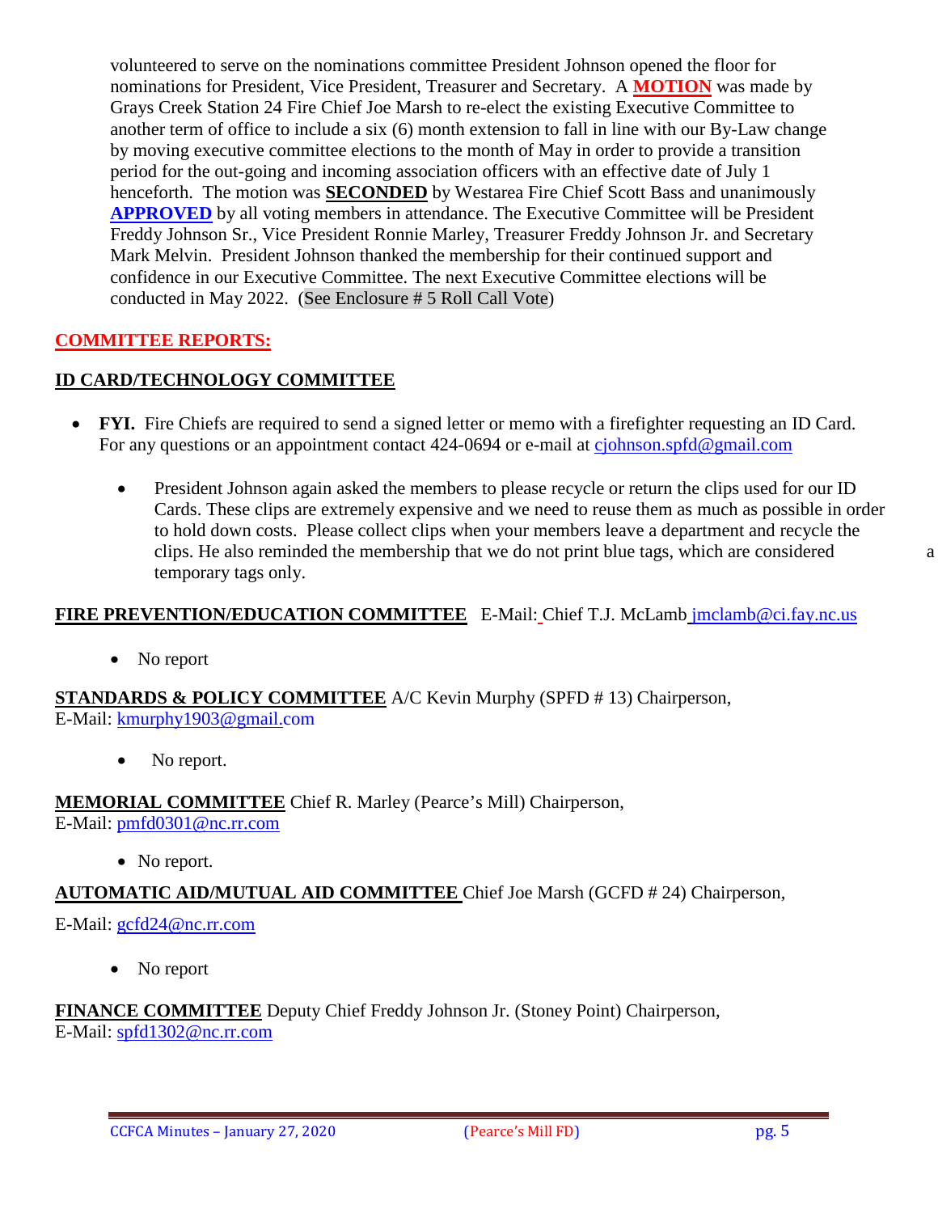volunteered to serve on the nominations committee President Johnson opened the floor for nominations for President, Vice President, Treasurer and Secretary. A **MOTION** was made by Grays Creek Station 24 Fire Chief Joe Marsh to re-elect the existing Executive Committee to another term of office to include a six (6) month extension to fall in line with our By-Law change by moving executive committee elections to the month of May in order to provide a transition period for the out-going and incoming association officers with an effective date of July 1 henceforth. The motion was **SECONDED** by Westarea Fire Chief Scott Bass and unanimously **APPROVED** by all voting members in attendance. The Executive Committee will be President Freddy Johnson Sr., Vice President Ronnie Marley, Treasurer Freddy Johnson Jr. and Secretary Mark Melvin. President Johnson thanked the membership for their continued support and confidence in our Executive Committee. The next Executive Committee elections will be conducted in May 2022. (See Enclosure # 5 Roll Call Vote)

## COMMITTEE REPORTS:

### ID CARD/TECHNOLOGY COMMITTEE

- **FYI.** Fire Chiefs are required to send a signed letter or memo with a firefighter requesting an ID Card. For any questions or an appointment contact 424-0694 or e-mail at cjohnson.spfd@gmail.com
    - President Johnson again asked the members to please recycle or return the clips used for our ID Cards. These clips are extremely expensive and we need to reuse them as much as possible in order to hold down costs. Please collect clips when your members leave a department and recycle the clips. He also reminded the membership that we do not print blue tags, which are considered a temporary tags only.

### FIRE PREVENTION/EDUCATION COMMITTEE E-Mail: Chief T.J. McLamb jmclamb@ci.fay.nc.us

- No report

### STANDARDS & POLICY COMMITTEE A/C Kevin Murphy (SPFD # 13) Chairperson,
E-Mail: kmurphy1903@gmail.com

- No report.

### MEMORIAL COMMITTEE Chief R. Marley (Pearce's Mill) Chairperson,
E-Mail: pmfd0301@nc.rr.com

- No report.

### AUTOMATIC AID/MUTUAL AID COMMITTEE Chief Joe Marsh (GCFD # 24) Chairperson,

E-Mail: gcfd24@nc.rr.com

- No report

### FINANCE COMMITTEE Deputy Chief Freddy Johnson Jr. (Stoney Point) Chairperson,
E-Mail: spfd1302@nc.rr.com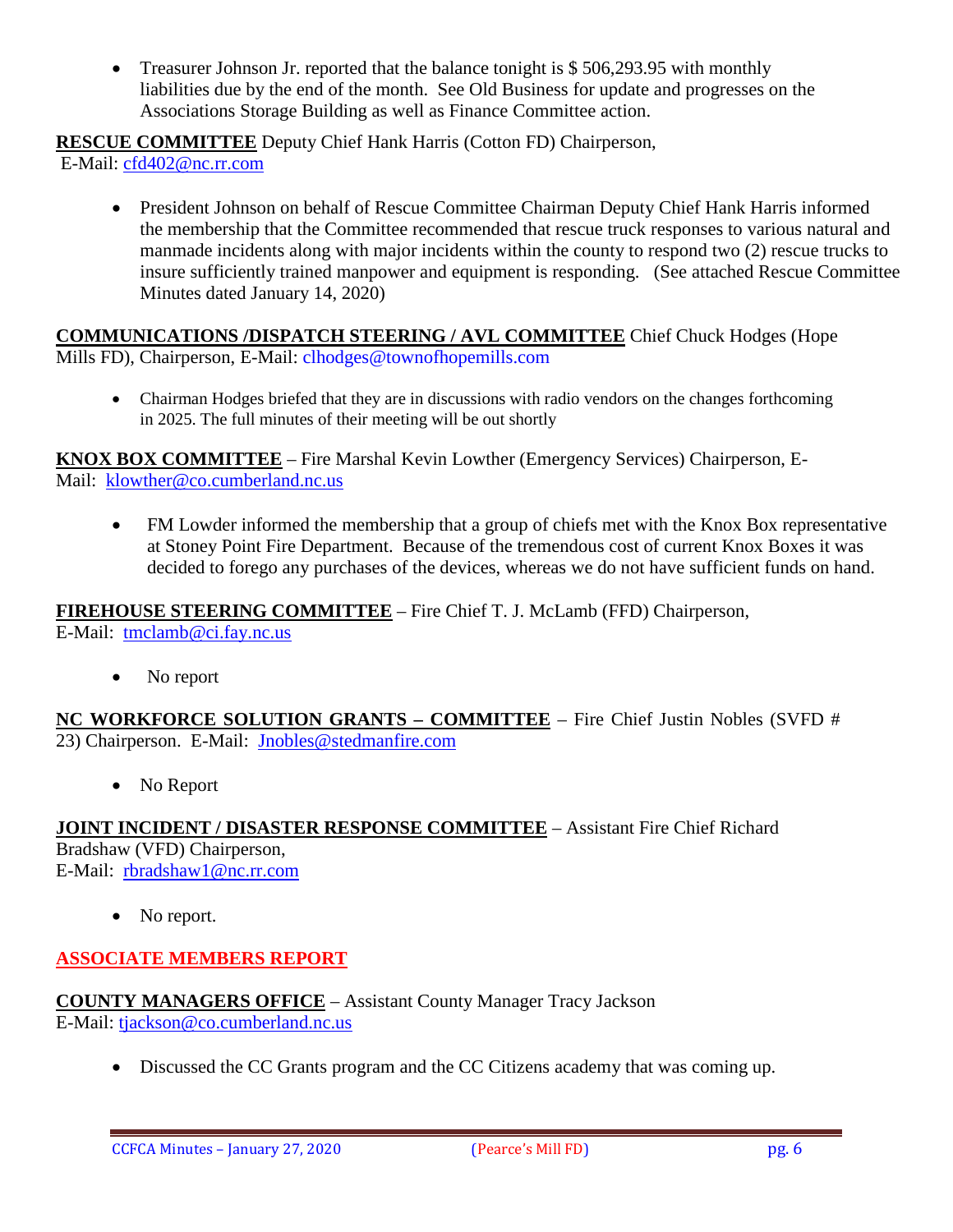- Treasurer Johnson Jr. reported that the balance tonight is $ 506,293.95 with monthly liabilities due by the end of the month. See Old Business for update and progresses on the Associations Storage Building as well as Finance Committee action.

**RESCUE COMMITTEE** Deputy Chief Hank Harris (Cotton FD) Chairperson, E-Mail: cfd402@nc.rr.com

- President Johnson on behalf of Rescue Committee Chairman Deputy Chief Hank Harris informed the membership that the Committee recommended that rescue truck responses to various natural and manmade incidents along with major incidents within the county to respond two (2) rescue trucks to insure sufficiently trained manpower and equipment is responding. (See attached Rescue Committee Minutes dated January 14, 2020)

**COMMUNICATIONS /DISPATCH STEERING / AVL COMMITTEE** Chief Chuck Hodges (Hope Mills FD), Chairperson, E-Mail: clhodges@townofhopemills.com

- Chairman Hodges briefed that they are in discussions with radio vendors on the changes forthcoming in 2025. The full minutes of their meeting will be out shortly

**KNOX BOX COMMITTEE** – Fire Marshal Kevin Lowther (Emergency Services) Chairperson, E-Mail: klowther@co.cumberland.nc.us

- FM Lowder informed the membership that a group of chiefs met with the Knox Box representative at Stoney Point Fire Department. Because of the tremendous cost of current Knox Boxes it was decided to forego any purchases of the devices, whereas we do not have sufficient funds on hand.

**FIREHOUSE STEERING COMMITTEE** – Fire Chief T. J. McLamb (FFD) Chairperson, E-Mail: tmclamb@ci.fay.nc.us

- No report

**NC WORKFORCE SOLUTION GRANTS – COMMITTEE** – Fire Chief Justin Nobles (SVFD # 23) Chairperson. E-Mail: Jnobles@stedmanfire.com

- No Report

**JOINT INCIDENT / DISASTER RESPONSE COMMITTEE** – Assistant Fire Chief Richard Bradshaw (VFD) Chairperson, E-Mail: rbradshaw1@nc.rr.com

- No report.

## ASSOCIATE MEMBERS REPORT

**COUNTY MANAGERS OFFICE** – Assistant County Manager Tracy Jackson E-Mail: tjackson@co.cumberland.nc.us

- Discussed the CC Grants program and the CC Citizens academy that was coming up.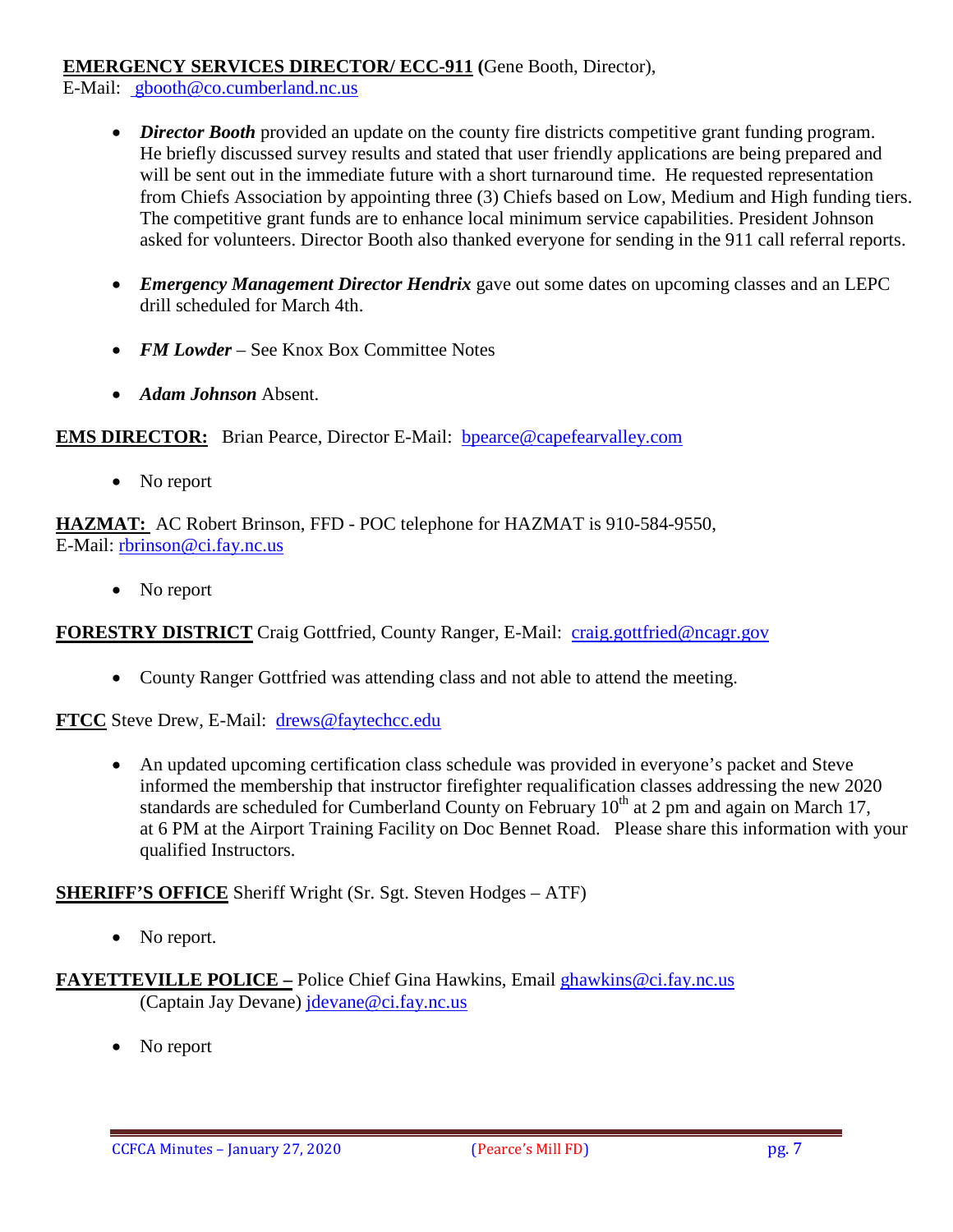**EMERGENCY SERVICES DIRECTOR/ ECC-911 (**Gene Booth, Director),
E-Mail: gbooth@co.cumberland.nc.us

- ***Director Booth*** provided an update on the county fire districts competitive grant funding program. He briefly discussed survey results and stated that user friendly applications are being prepared and will be sent out in the immediate future with a short turnaround time. He requested representation from Chiefs Association by appointing three (3) Chiefs based on Low, Medium and High funding tiers. The competitive grant funds are to enhance local minimum service capabilities. President Johnson asked for volunteers. Director Booth also thanked everyone for sending in the 911 call referral reports.

- ***Emergency Management Director Hendrix*** gave out some dates on upcoming classes and an LEPC drill scheduled for March 4th.

- ***FM Lowder*** – See Knox Box Committee Notes

- ***Adam Johnson*** Absent.

**EMS DIRECTOR:** Brian Pearce, Director E-Mail: bpearce@capefearvalley.com

- No report

**HAZMAT:** AC Robert Brinson, FFD - POC telephone for HAZMAT is 910-584-9550,
E-Mail: rbrinson@ci.fay.nc.us

- No report

**FORESTRY DISTRICT** Craig Gottfried, County Ranger, E-Mail: craig.gottfried@ncagr.gov

- County Ranger Gottfried was attending class and not able to attend the meeting.

**FTCC** Steve Drew, E-Mail: drews@faytechcc.edu

- An updated upcoming certification class schedule was provided in everyone's packet and Steve informed the membership that instructor firefighter requalification classes addressing the new 2020 standards are scheduled for Cumberland County on February 10th at 2 pm and again on March 17, at 6 PM at the Airport Training Facility on Doc Bennet Road. Please share this information with your qualified Instructors.

**SHERIFF'S OFFICE** Sheriff Wright (Sr. Sgt. Steven Hodges – ATF)

- No report.

**FAYETTEVILLE POLICE –** Police Chief Gina Hawkins, Email ghawkins@ci.fay.nc.us
(Captain Jay Devane) jdevane@ci.fay.nc.us

- No report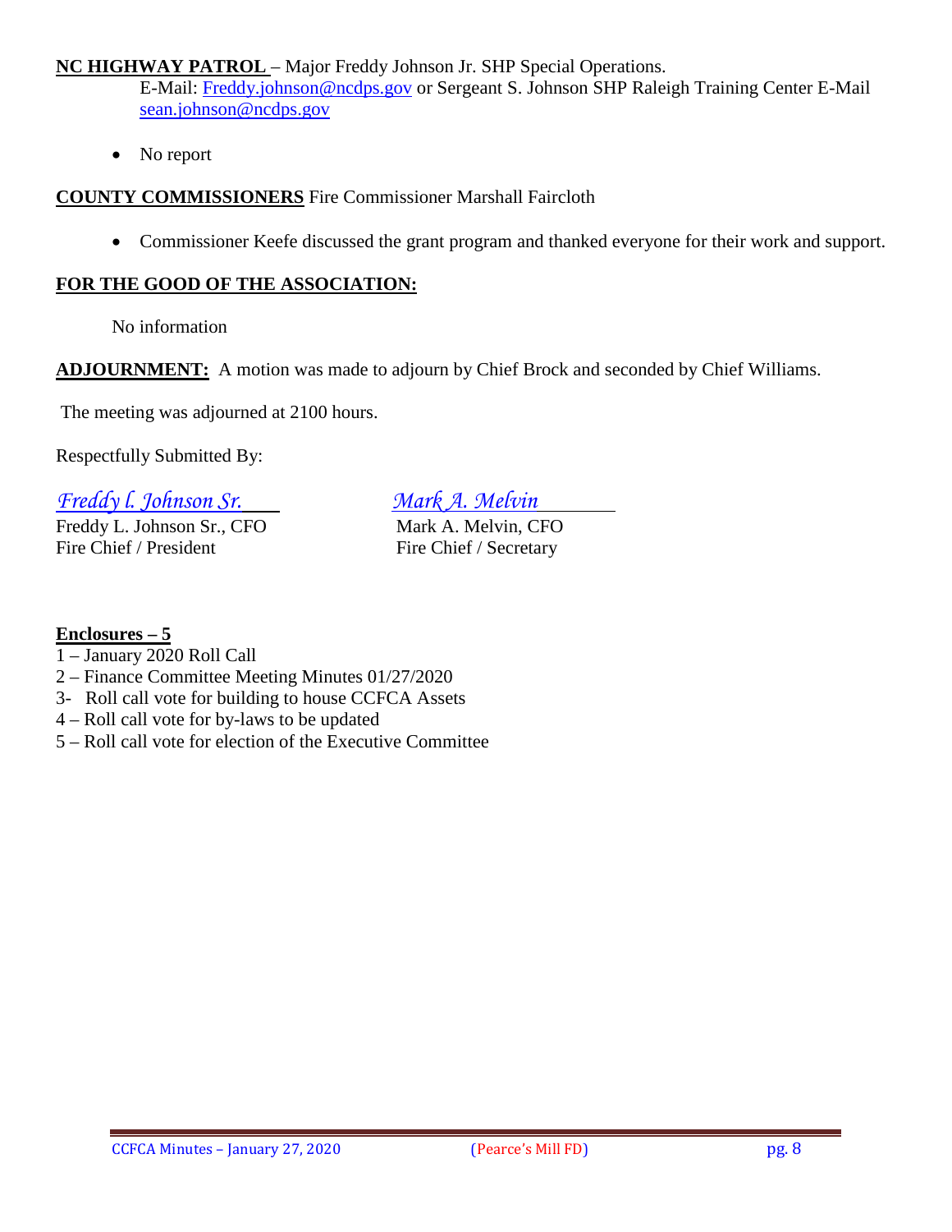**NC HIGHWAY PATROL** – Major Freddy Johnson Jr. SHP Special Operations.
E-Mail: Freddy.johnson@ncdps.gov or Sergeant S. Johnson SHP Raleigh Training Center E-Mail sean.johnson@ncdps.gov

- No report

**COUNTY COMMISSIONERS** Fire Commissioner Marshall Faircloth

- Commissioner Keefe discussed the grant program and thanked everyone for their work and support.

**FOR THE GOOD OF THE ASSOCIATION:**

No information

**ADJOURNMENT:** A motion was made to adjourn by Chief Brock and seconded by Chief Williams.

The meeting was adjourned at 2100 hours.

Respectfully Submitted By:

*Freddy l. Johnson Sr.*
Freddy L. Johnson Sr., CFO
Fire Chief / President

*Mark A. Melvin*
Mark A. Melvin, CFO
Fire Chief / Secretary

**Enclosures – 5**
1 – January 2020 Roll Call
2 – Finance Committee Meeting Minutes 01/27/2020
3- Roll call vote for building to house CCFCA Assets
4 – Roll call vote for by-laws to be updated
5 – Roll call vote for election of the Executive Committee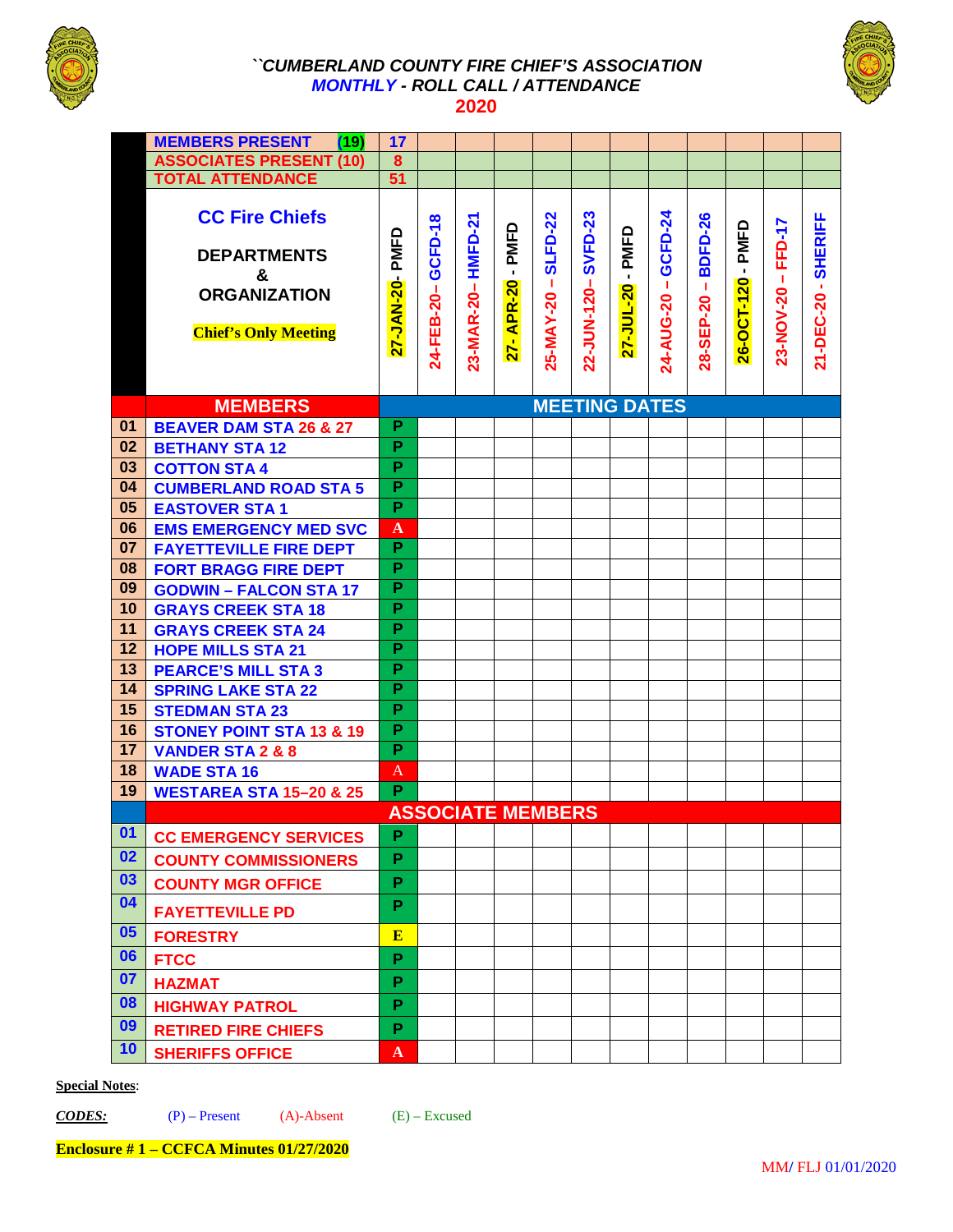# ``CUMBERLAND COUNTY FIRE CHIEF'S ASSOCIATION

## MONTHLY - ROLL CALL / ATTENDANCE

## 2020

| | | 27-JAN-20- PMFD | 24-FEB-20– GCFD-18 | 23-MAR-20– HMFD-21 | 27- APR-20 - PMFD | 25-MAY-20 – SLFD-22 | 22-JUN-120– SVFD-23 | 27-JUL-20 - PMFD | 24-AUG-20 – GCFD-24 | 28-SEP-20 – BDFD-26 | 26-OCT-120 - PMFD | 23-NOV-20 – FFD-17 | 21-DEC-20 - SHERIFF |
|---|---|---|---|---|---|---|---|---|---|---|---|---|---|
| | MEMBERS PRESENT (19) | 17 | | | | | | | | | | | |
| | ASSOCIATES PRESENT (10) | 8 | | | | | | | | | | | |
| | TOTAL ATTENDANCE | 51 | | | | | | | | | | | |
| | **CC Fire Chiefs** DEPARTMENTS & ORGANIZATION **Chief's Only Meeting** | | | | | | | | | | | | |
| | **MEMBERS** | **MEETING DATES** | | | | | | | | | | | |
| 01 | BEAVER DAM STA 26 & 27 | P | | | | | | | | | | | |
| 02 | BETHANY STA 12 | P | | | | | | | | | | | |
| 03 | COTTON STA 4 | P | | | | | | | | | | | |
| 04 | CUMBERLAND ROAD STA 5 | P | | | | | | | | | | | |
| 05 | EASTOVER STA 1 | P | | | | | | | | | | | |
| 06 | EMS EMERGENCY MED SVC | A | | | | | | | | | | | |
| 07 | FAYETTEVILLE FIRE DEPT | P | | | | | | | | | | | |
| 08 | FORT BRAGG FIRE DEPT | P | | | | | | | | | | | |
| 09 | GODWIN – FALCON STA 17 | P | | | | | | | | | | | |
| 10 | GRAYS CREEK STA 18 | P | | | | | | | | | | | |
| 11 | GRAYS CREEK STA 24 | P | | | | | | | | | | | |
| 12 | HOPE MILLS STA 21 | P | | | | | | | | | | | |
| 13 | PEARCE'S MILL STA 3 | P | | | | | | | | | | | |
| 14 | SPRING LAKE STA 22 | P | | | | | | | | | | | |
| 15 | STEDMAN STA 23 | P | | | | | | | | | | | |
| 16 | STONEY POINT STA 13 & 19 | P | | | | | | | | | | | |
| 17 | VANDER STA 2 & 8 | P | | | | | | | | | | | |
| 18 | WADE STA 16 | A | | | | | | | | | | | |
| 19 | WESTAREA STA 15–20 & 25 | P | | | | | | | | | | | |
| | **ASSOCIATE MEMBERS** | | | | | | | | | | | | |
| 01 | CC EMERGENCY SERVICES | P | | | | | | | | | | | |
| 02 | COUNTY COMMISSIONERS | P | | | | | | | | | | | |
| 03 | COUNTY MGR OFFICE | P | | | | | | | | | | | |
| 04 | FAYETTEVILLE PD | P | | | | | | | | | | | |
| 05 | FORESTRY | E | | | | | | | | | | | |
| 06 | FTCC | P | | | | | | | | | | | |
| 07 | HAZMAT | P | | | | | | | | | | | |
| 08 | HIGHWAY PATROL | P | | | | | | | | | | | |
| 09 | RETIRED FIRE CHIEFS | P | | | | | | | | | | | |
| 10 | SHERIFFS OFFICE | A | | | | | | | | | | | |

**Special Notes**:

***CODES:*** (P) – Present (A)-Absent (E) – Excused

**Enclosure # 1 – CCFCA Minutes 01/27/2020**

MM/ FLJ 01/01/2020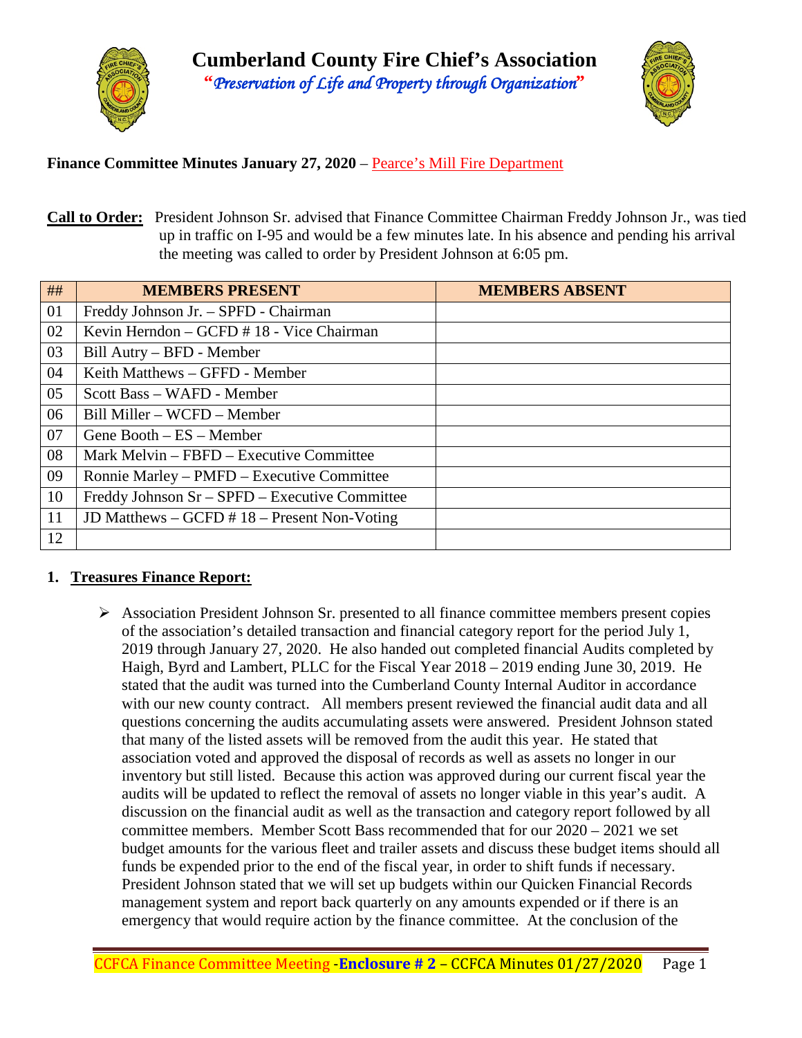# Cumberland County Fire Chief's Association

*"Preservation of Life and Property through Organization"*

**Finance Committee Minutes January 27, 2020** – Pearce's Mill Fire Department

**Call to Order:** President Johnson Sr. advised that Finance Committee Chairman Freddy Johnson Jr., was tied up in traffic on I-95 and would be a few minutes late. In his absence and pending his arrival the meeting was called to order by President Johnson at 6:05 pm.

| ## | MEMBERS PRESENT | MEMBERS ABSENT |
|---|---|---|
| 01 | Freddy Johnson Jr. – SPFD - Chairman | |
| 02 | Kevin Herndon – GCFD # 18 - Vice Chairman | |
| 03 | Bill Autry – BFD - Member | |
| 04 | Keith Matthews – GFFD - Member | |
| 05 | Scott Bass – WAFD - Member | |
| 06 | Bill Miller – WCFD – Member | |
| 07 | Gene Booth – ES – Member | |
| 08 | Mark Melvin – FBFD – Executive Committee | |
| 09 | Ronnie Marley – PMFD – Executive Committee | |
| 10 | Freddy Johnson Sr – SPFD – Executive Committee | |
| 11 | JD Matthews – GCFD # 18 – Present Non-Voting | |
| 12 | | |

1. **Treasures Finance Report:**

   - Association President Johnson Sr. presented to all finance committee members present copies of the association's detailed transaction and financial category report for the period July 1, 2019 through January 27, 2020. He also handed out completed financial Audits completed by Haigh, Byrd and Lambert, PLLC for the Fiscal Year 2018 – 2019 ending June 30, 2019. He stated that the audit was turned into the Cumberland County Internal Auditor in accordance with our new county contract. All members present reviewed the financial audit data and all questions concerning the audits accumulating assets were answered. President Johnson stated that many of the listed assets will be removed from the audit this year. He stated that association voted and approved the disposal of records as well as assets no longer in our inventory but still listed. Because this action was approved during our current fiscal year the audits will be updated to reflect the removal of assets no longer viable in this year's audit. A discussion on the financial audit as well as the transaction and category report followed by all committee members. Member Scott Bass recommended that for our 2020 – 2021 we set budget amounts for the various fleet and trailer assets and discuss these budget items should all funds be expended prior to the end of the fiscal year, in order to shift funds if necessary. President Johnson stated that we will set up budgets within our Quicken Financial Records management system and report back quarterly on any amounts expended or if there is an emergency that would require action by the finance committee. At the conclusion of the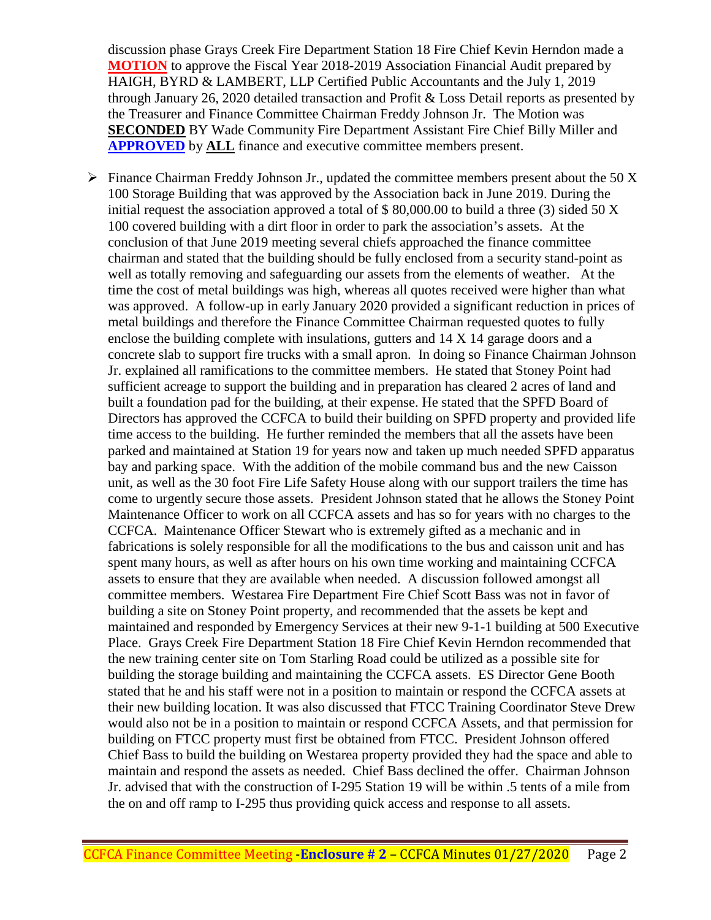discussion phase Grays Creek Fire Department Station 18 Fire Chief Kevin Herndon made a **MOTION** to approve the Fiscal Year 2018-2019 Association Financial Audit prepared by HAIGH, BYRD & LAMBERT, LLP Certified Public Accountants and the July 1, 2019 through January 26, 2020 detailed transaction and Profit & Loss Detail reports as presented by the Treasurer and Finance Committee Chairman Freddy Johnson Jr. The Motion was **SECONDED** BY Wade Community Fire Department Assistant Fire Chief Billy Miller and **APPROVED** by **ALL** finance and executive committee members present.

- Finance Chairman Freddy Johnson Jr., updated the committee members present about the 50 X 100 Storage Building that was approved by the Association back in June 2019. During the initial request the association approved a total of $ 80,000.00 to build a three (3) sided 50 X 100 covered building with a dirt floor in order to park the association's assets. At the conclusion of that June 2019 meeting several chiefs approached the finance committee chairman and stated that the building should be fully enclosed from a security stand-point as well as totally removing and safeguarding our assets from the elements of weather. At the time the cost of metal buildings was high, whereas all quotes received were higher than what was approved. A follow-up in early January 2020 provided a significant reduction in prices of metal buildings and therefore the Finance Committee Chairman requested quotes to fully enclose the building complete with insulations, gutters and 14 X 14 garage doors and a concrete slab to support fire trucks with a small apron. In doing so Finance Chairman Johnson Jr. explained all ramifications to the committee members. He stated that Stoney Point had sufficient acreage to support the building and in preparation has cleared 2 acres of land and built a foundation pad for the building, at their expense. He stated that the SPFD Board of Directors has approved the CCFCA to build their building on SPFD property and provided life time access to the building. He further reminded the members that all the assets have been parked and maintained at Station 19 for years now and taken up much needed SPFD apparatus bay and parking space. With the addition of the mobile command bus and the new Caisson unit, as well as the 30 foot Fire Life Safety House along with our support trailers the time has come to urgently secure those assets. President Johnson stated that he allows the Stoney Point Maintenance Officer to work on all CCFCA assets and has so for years with no charges to the CCFCA. Maintenance Officer Stewart who is extremely gifted as a mechanic and in fabrications is solely responsible for all the modifications to the bus and caisson unit and has spent many hours, as well as after hours on his own time working and maintaining CCFCA assets to ensure that they are available when needed. A discussion followed amongst all committee members. Westarea Fire Department Fire Chief Scott Bass was not in favor of building a site on Stoney Point property, and recommended that the assets be kept and maintained and responded by Emergency Services at their new 9-1-1 building at 500 Executive Place. Grays Creek Fire Department Station 18 Fire Chief Kevin Herndon recommended that the new training center site on Tom Starling Road could be utilized as a possible site for building the storage building and maintaining the CCFCA assets. ES Director Gene Booth stated that he and his staff were not in a position to maintain or respond the CCFCA assets at their new building location. It was also discussed that FTCC Training Coordinator Steve Drew would also not be in a position to maintain or respond CCFCA Assets, and that permission for building on FTCC property must first be obtained from FTCC. President Johnson offered Chief Bass to build the building on Westarea property provided they had the space and able to maintain and respond the assets as needed. Chief Bass declined the offer. Chairman Johnson Jr. advised that with the construction of I-295 Station 19 will be within .5 tents of a mile from the on and off ramp to I-295 thus providing quick access and response to all assets.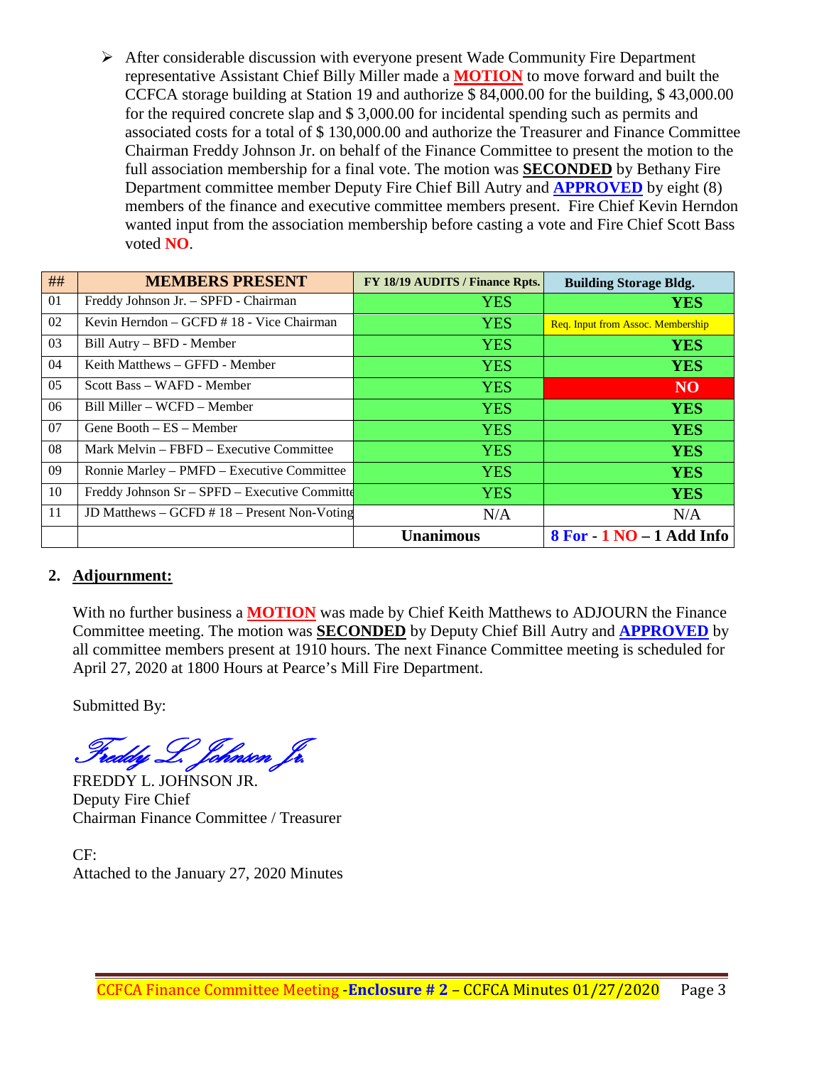- After considerable discussion with everyone present Wade Community Fire Department representative Assistant Chief Billy Miller made a **MOTION** to move forward and built the CCFCA storage building at Station 19 and authorize $ 84,000.00 for the building, $ 43,000.00 for the required concrete slap and $ 3,000.00 for incidental spending such as permits and associated costs for a total of $ 130,000.00 and authorize the Treasurer and Finance Committee Chairman Freddy Johnson Jr. on behalf of the Finance Committee to present the motion to the full association membership for a final vote. The motion was **SECONDED** by Bethany Fire Department committee member Deputy Fire Chief Bill Autry and **APPROVED** by eight (8) members of the finance and executive committee members present. Fire Chief Kevin Herndon wanted input from the association membership before casting a vote and Fire Chief Scott Bass voted **NO**.

| ## | MEMBERS PRESENT | FY 18/19 AUDITS / Finance Rpts. | Building Storage Bldg. |
|---|---|---|---|
| 01 | Freddy Johnson Jr. – SPFD - Chairman | YES | YES |
| 02 | Kevin Herndon – GCFD # 18 - Vice Chairman | YES | Req. Input from Assoc. Membership |
| 03 | Bill Autry – BFD - Member | YES | YES |
| 04 | Keith Matthews – GFFD - Member | YES | YES |
| 05 | Scott Bass – WAFD - Member | YES | NO |
| 06 | Bill Miller – WCFD – Member | YES | YES |
| 07 | Gene Booth – ES – Member | YES | YES |
| 08 | Mark Melvin – FBFD – Executive Committee | YES | YES |
| 09 | Ronnie Marley – PMFD – Executive Committee | YES | YES |
| 10 | Freddy Johnson Sr – SPFD – Executive Committe | YES | YES |
| 11 | JD Matthews – GCFD # 18 – Present Non-Voting | N/A | N/A |
| | | **Unanimous** | **8 For - 1 NO – 1 Add Info** |

## 2. Adjournment:

With no further business a **MOTION** was made by Chief Keith Matthews to ADJOURN the Finance Committee meeting. The motion was **SECONDED** by Deputy Chief Bill Autry and **APPROVED** by all committee members present at 1910 hours. The next Finance Committee meeting is scheduled for April 27, 2020 at 1800 Hours at Pearce's Mill Fire Department.

Submitted By:

*Freddy L. Johnson Jr.*

FREDDY L. JOHNSON JR.
Deputy Fire Chief
Chairman Finance Committee / Treasurer

CF:
Attached to the January 27, 2020 Minutes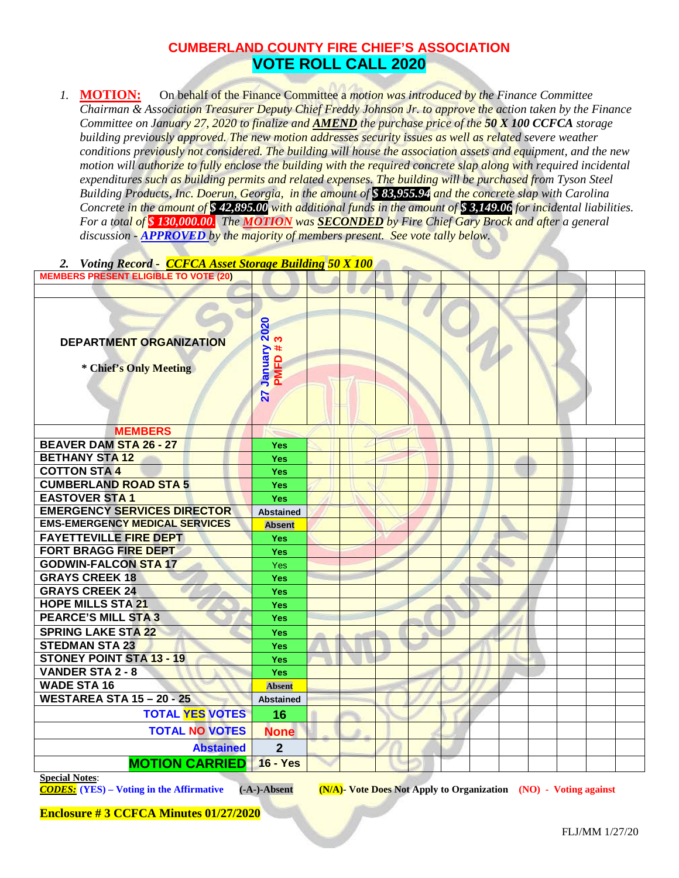# CUMBERLAND COUNTY FIRE CHIEF'S ASSOCIATION
## VOTE ROLL CALL 2020

1. **MOTION:** On behalf of the Finance Committee a *motion was introduced by the Finance Committee Chairman & Association Treasurer Deputy Chief Freddy Johnson Jr. to approve the action taken by the Finance Committee on January 27, 2020 to finalize and **AMEND** the purchase price of the **50 X 100 CCFCA** storage building previously approved. The new motion addresses security issues as well as related severe weather conditions previously not considered. The building will house the association assets and equipment, and the new motion will authorize to fully enclose the building with the required concrete slap along with required incidental expenditures such as building permits and related expenses. The building will be purchased from Tyson Steel Building Products, Inc. Doerun, Georgia, in the amount of **$ 83,955.94** and the concrete slap with Carolina Concrete in the amount of **$ 42,895.00** with additional funds in the amount of **$ 3,149.06** for incidental liabilities. For a total of **$ 130,000.00**. The **MOTION** was **SECONDED** by Fire Chief Gary Brock and after a general discussion - **APPROVED** by the majority of members present. See vote tally below.*

2. ***Voting Record - CCFCA Asset Storage Building 50 X 100***

| MEMBERS PRESENT ELIGIBLE TO VOTE (20) | | | | | | | | | | | | |
|---|---|---|---|---|---|---|---|---|---|---|---|---|
| **DEPARTMENT ORGANIZATION**<br>**\* Chief's Only Meeting** | **27 January 2020 PMFD # 3** | | | | | | | | | | | |
| **MEMBERS** | | | | | | | | | | | | |
| **BEAVER DAM STA 26 - 27** | Yes | | | | | | | | | | | |
| **BETHANY STA 12** | Yes | | | | | | | | | | | |
| **COTTON STA 4** | Yes | | | | | | | | | | | |
| **CUMBERLAND ROAD STA 5** | Yes | | | | | | | | | | | |
| **EASTOVER STA 1** | Yes | | | | | | | | | | | |
| **EMERGENCY SERVICES DIRECTOR** | Abstained | | | | | | | | | | | |
| **EMS-EMERGENCY MEDICAL SERVICES** | Absent | | | | | | | | | | | |
| **FAYETTEVILLE FIRE DEPT** | Yes | | | | | | | | | | | |
| **FORT BRAGG FIRE DEPT** | Yes | | | | | | | | | | | |
| **GODWIN-FALCON STA 17** | Yes | | | | | | | | | | | |
| **GRAYS CREEK 18** | Yes | | | | | | | | | | | |
| **GRAYS CREEK 24** | Yes | | | | | | | | | | | |
| **HOPE MILLS STA 21** | Yes | | | | | | | | | | | |
| **PEARCE'S MILL STA 3** | Yes | | | | | | | | | | | |
| **SPRING LAKE STA 22** | Yes | | | | | | | | | | | |
| **STEDMAN STA 23** | Yes | | | | | | | | | | | |
| **STONEY POINT STA 13 - 19** | Yes | | | | | | | | | | | |
| **VANDER STA 2 - 8** | Yes | | | | | | | | | | | |
| **WADE STA 16** | Absent | | | | | | | | | | | |
| **WESTAREA STA 15 – 20 - 25** | Abstained | | | | | | | | | | | |
| **TOTAL YES VOTES** | **16** | | | | | | | | | | | |
| **TOTAL NO VOTES** | **None** | | | | | | | | | | | |
| **Abstained** | **2** | | | | | | | | | | | |
| **MOTION CARRIED** | **16 - Yes** | | | | | | | | | | | |

**Special Notes**:
***CODES:*** **(YES) – Voting in the Affirmative** **(-A-)-Absent** **(N/A)- Vote Does Not Apply to Organization** **(NO) - Voting against**

**Enclosure # 3 CCFCA Minutes 01/27/2020**

FLJ/MM 1/27/20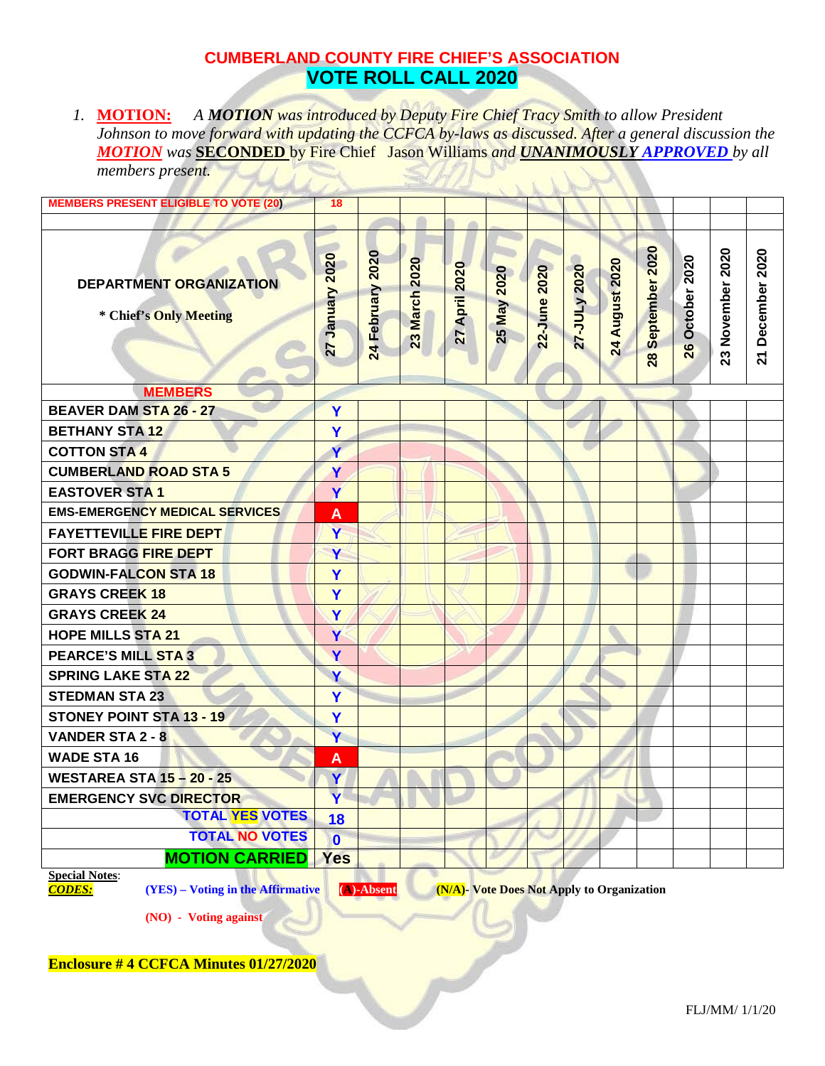# CUMBERLAND COUNTY FIRE CHIEF'S ASSOCIATION

## VOTE ROLL CALL 2020

1. **MOTION:** *A **MOTION** was introduced by Deputy Fire Chief Tracy Smith to allow President Johnson to move forward with updating the CCFCA by-laws as discussed. After a general discussion the **MOTION** was* **SECONDED** by Fire Chief Jason Williams *and **UNANIMOUSLY APPROVED** by all members present.*

| MEMBERS PRESENT ELIGIBLE TO VOTE (20) | 18 | | | | | | | | | | | |
|---|---|---|---|---|---|---|---|---|---|---|---|---|
| **DEPARTMENT ORGANIZATION**<br>* Chief's Only Meeting | 27 January 2020 | 24 February 2020 | 23 March 2020 | 27 April 2020 | 25 May 2020 | 22-June 2020 | 27-JULy 2020 | 24 August 2020 | 28 September 2020 | 26 October 2020 | 23 November 2020 | 21 December 2020 |
| **MEMBERS** | | | | | | | | | | | | |
| BEAVER DAM STA 26 - 27 | Y | | | | | | | | | | | |
| BETHANY STA 12 | Y | | | | | | | | | | | |
| COTTON STA 4 | Y | | | | | | | | | | | |
| CUMBERLAND ROAD STA 5 | Y | | | | | | | | | | | |
| EASTOVER STA 1 | Y | | | | | | | | | | | |
| EMS-EMERGENCY MEDICAL SERVICES | A | | | | | | | | | | | |
| FAYETTEVILLE FIRE DEPT | Y | | | | | | | | | | | |
| FORT BRAGG FIRE DEPT | Y | | | | | | | | | | | |
| GODWIN-FALCON STA 18 | Y | | | | | | | | | | | |
| GRAYS CREEK 18 | Y | | | | | | | | | | | |
| GRAYS CREEK 24 | Y | | | | | | | | | | | |
| HOPE MILLS STA 21 | Y | | | | | | | | | | | |
| PEARCE'S MILL STA 3 | Y | | | | | | | | | | | |
| SPRING LAKE STA 22 | Y | | | | | | | | | | | |
| STEDMAN STA 23 | Y | | | | | | | | | | | |
| STONEY POINT STA 13 - 19 | Y | | | | | | | | | | | |
| VANDER STA 2 - 8 | Y | | | | | | | | | | | |
| WADE STA 16 | A | | | | | | | | | | | |
| WESTAREA STA 15 – 20 - 25 | Y | | | | | | | | | | | |
| EMERGENCY SVC DIRECTOR | Y | | | | | | | | | | | |
| **TOTAL YES VOTES** | 18 | | | | | | | | | | | |
| **TOTAL NO VOTES** | 0 | | | | | | | | | | | |
| **MOTION CARRIED** | Yes | | | | | | | | | | | |

**Special Notes**:

***CODES:*** **(YES) – Voting in the Affirmative** **(A)-Absent** **(N/A)- Vote Does Not Apply to Organization**

**(NO) - Voting against**

**Enclosure # 4 CCFCA Minutes 01/27/2020**

FLJ/MM/ 1/1/20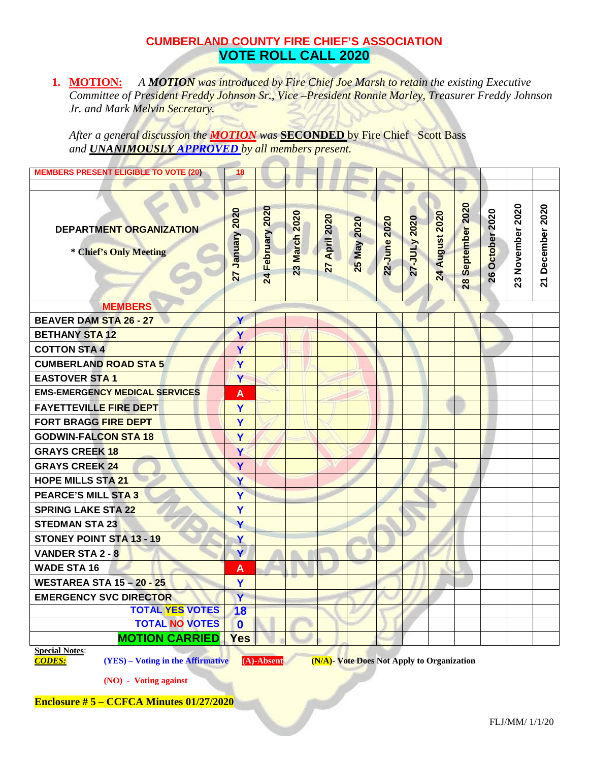## CUMBERLAND COUNTY FIRE CHIEF'S ASSOCIATION

## VOTE ROLL CALL 2020

1. **MOTION:** *A **MOTION** was introduced by Fire Chief Joe Marsh to retain the existing Executive Committee of President Freddy Johnson Sr., Vice –President Ronnie Marley, Treasurer Freddy Johnson Jr. and Mark Melvin Secretary.*

   *After a general discussion the **MOTION** was* **SECONDED** by Fire Chief Scott Bass *and **UNANIMOUSLY APPROVED** by all members present.*

| MEMBERS PRESENT ELIGIBLE TO VOTE (20) | 18 | | | | | | | | | | | |
|---|---|---|---|---|---|---|---|---|---|---|---|---|
| | | | | | | | | | | | | |
| **DEPARTMENT ORGANIZATION** * Chief's Only Meeting | 27 January 2020 | 24 February 2020 | 23 March 2020 | 27 April 2020 | 25 May 2020 | 22-June 2020 | 27-JULy 2020 | 24 August 2020 | 28 September 2020 | 26 October 2020 | 23 November 2020 | 21 December 2020 |
| **MEMBERS** | | | | | | | | | | | | |
| BEAVER DAM STA 26 - 27 | Y | | | | | | | | | | | |
| BETHANY STA 12 | Y | | | | | | | | | | | |
| COTTON STA 4 | Y | | | | | | | | | | | |
| CUMBERLAND ROAD STA 5 | Y | | | | | | | | | | | |
| EASTOVER STA 1 | Y | | | | | | | | | | | |
| EMS-EMERGENCY MEDICAL SERVICES | A | | | | | | | | | | | |
| FAYETTEVILLE FIRE DEPT | Y | | | | | | | | | | | |
| FORT BRAGG FIRE DEPT | Y | | | | | | | | | | | |
| GODWIN-FALCON STA 18 | Y | | | | | | | | | | | |
| GRAYS CREEK 18 | Y | | | | | | | | | | | |
| GRAYS CREEK 24 | Y | | | | | | | | | | | |
| HOPE MILLS STA 21 | Y | | | | | | | | | | | |
| PEARCE'S MILL STA 3 | Y | | | | | | | | | | | |
| SPRING LAKE STA 22 | Y | | | | | | | | | | | |
| STEDMAN STA 23 | Y | | | | | | | | | | | |
| STONEY POINT STA 13 - 19 | Y | | | | | | | | | | | |
| VANDER STA 2 - 8 | Y | | | | | | | | | | | |
| WADE STA 16 | A | | | | | | | | | | | |
| WESTAREA STA 15 – 20 - 25 | Y | | | | | | | | | | | |
| EMERGENCY SVC DIRECTOR | Y | | | | | | | | | | | |
| TOTAL YES VOTES | 18 | | | | | | | | | | | |
| TOTAL NO VOTES | 0 | | | | | | | | | | | |
| **MOTION CARRIED** | **Yes** | | | | | | | | | | | |

**Special Notes**:

***CODES:*** **(YES) – Voting in the Affirmative** **(A)-Absent** **(N/A)- Vote Does Not Apply to Organization**

**(NO) - Voting against**

**Enclosure # 5 – CCFCA Minutes 01/27/2020**

FLJ/MM/ 1/1/20